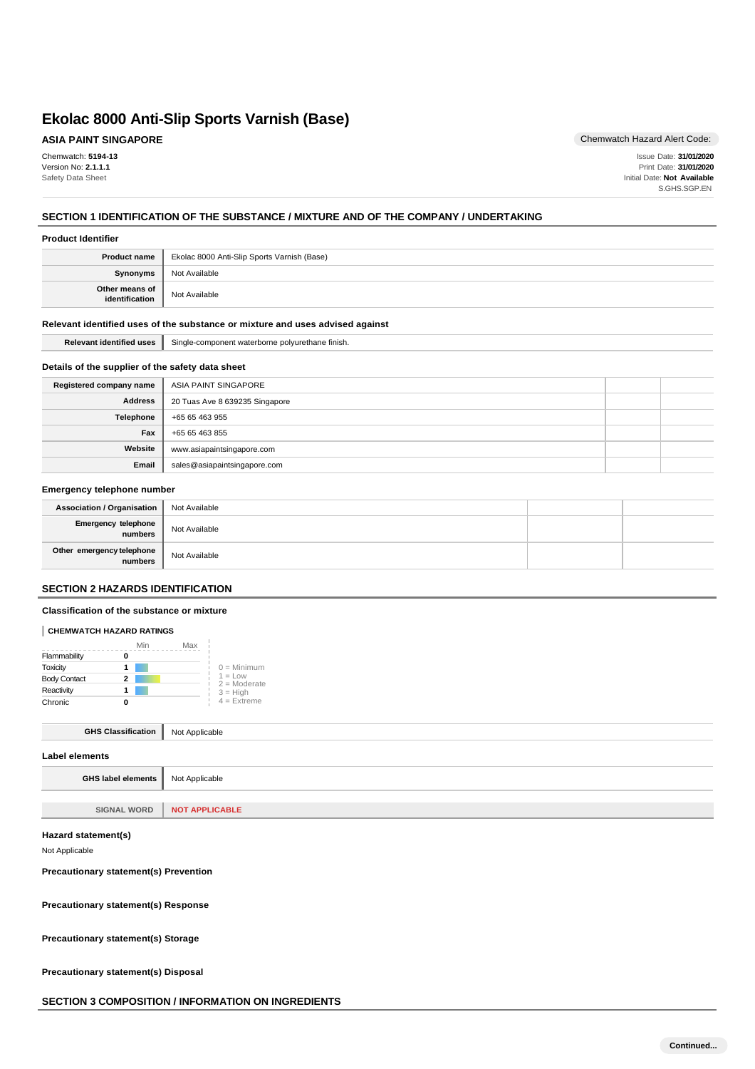# Ekolac 8000 Anti-Slip Sports Varnish (Base)

**ASIA PAINT SINGAPORE**

Chemwatch Hazard Alert Code:

Chemwatch: **5194-13**
Version No: **2.1.1.1**
Safety Data Sheet

Issue Date: **31/01/2020**
Print Date: **31/01/2020**
Initial Date: **Not Available**
S.GHS.SGP.EN

## SECTION 1 IDENTIFICATION OF THE SUBSTANCE / MIXTURE AND OF THE COMPANY / UNDERTAKING

### Product Identifier

| | |
|---|---|
| **Product name** | Ekolac 8000 Anti-Slip Sports Varnish (Base) |
| **Synonyms** | Not Available |
| **Other means of identification** | Not Available |

### Relevant identified uses of the substance or mixture and uses advised against

| | |
|---|---|
| **Relevant identified uses** | Single-component waterborne polyurethane finish. |

### Details of the supplier of the safety data sheet

| | | | |
|---|---|---|---|
| **Registered company name** | ASIA PAINT SINGAPORE | | |
| **Address** | 20 Tuas Ave 8 639235 Singapore | | |
| **Telephone** | +65 65 463 955 | | |
| **Fax** | +65 65 463 855 | | |
| **Website** | www.asiapaintsingapore.com | | |
| **Email** | sales@asiapaintsingapore.com | | |

### Emergency telephone number

| | | | |
|---|---|---|---|
| **Association / Organisation** | Not Available | | |
| **Emergency telephone numbers** | Not Available | | |
| **Other emergency telephone numbers** | Not Available | | |

## SECTION 2 HAZARDS IDENTIFICATION

### Classification of the substance or mixture

**CHEMWATCH HAZARD RATINGS**

| | Rating |
|---|---|
| Flammability | 0 |
| Toxicity | 1 |
| Body Contact | 2 |
| Reactivity | 1 |
| Chronic | 0 |

0 = Minimum
1 = Low
2 = Moderate
3 = High
4 = Extreme

| | |
|---|---|
| **GHS Classification** | Not Applicable |

### Label elements

| | |
|---|---|
| **GHS label elements** | Not Applicable |
| **SIGNAL WORD** | **NOT APPLICABLE** |

### Hazard statement(s)

Not Applicable

### Precautionary statement(s) Prevention

### Precautionary statement(s) Response

### Precautionary statement(s) Storage

### Precautionary statement(s) Disposal

## SECTION 3 COMPOSITION / INFORMATION ON INGREDIENTS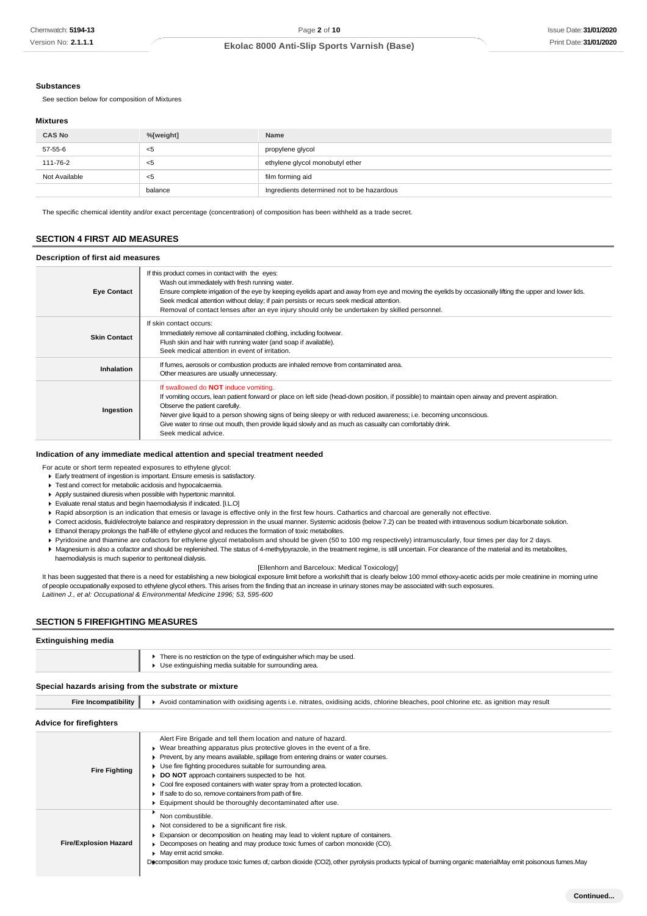### Substances

See section below for composition of Mixtures

### Mixtures

| CAS No | %[weight] | Name |
|---|---|---|
| 57-55-6 | <5 | propylene glycol |
| 111-76-2 | <5 | ethylene glycol monobutyl ether |
| Not Available | <5 | film forming aid |
| | balance | Ingredients determined not to be hazardous |

The specific chemical identity and/or exact percentage (concentration) of composition has been withheld as a trade secret.

## SECTION 4 FIRST AID MEASURES

### Description of first aid measures

| | |
|---|---|
| **Eye Contact** | If this product comes in contact with the eyes: Wash out immediately with fresh running water. Ensure complete irrigation of the eye by keeping eyelids apart and away from eye and moving the eyelids by occasionally lifting the upper and lower lids. Seek medical attention without delay; if pain persists or recurs seek medical attention. Removal of contact lenses after an eye injury should only be undertaken by skilled personnel. |
| **Skin Contact** | If skin contact occurs: Immediately remove all contaminated clothing, including footwear. Flush skin and hair with running water (and soap if available). Seek medical attention in event of irritation. |
| **Inhalation** | If fumes, aerosols or combustion products are inhaled remove from contaminated area. Other measures are usually unnecessary. |
| **Ingestion** | If swallowed do **NOT** induce vomiting. If vomiting occurs, lean patient forward or place on left side (head-down position, if possible) to maintain open airway and prevent aspiration. Observe the patient carefully. Never give liquid to a person showing signs of being sleepy or with reduced awareness; i.e. becoming unconscious. Give water to rinse out mouth, then provide liquid slowly and as much as casualty can comfortably drink. Seek medical advice. |

### Indication of any immediate medical attention and special treatment needed

For acute or short term repeated exposures to ethylene glycol:

- Early treatment of ingestion is important. Ensure emesis is satisfactory.
- Test and correct for metabolic acidosis and hypocalcaemia.
- Apply sustained diuresis when possible with hypertonic mannitol.
- Evaluate renal status and begin haemodialysis if indicated. [I.L.O]
- Rapid absorption is an indication that emesis or lavage is effective only in the first few hours. Cathartics and charcoal are generally not effective.
- Correct acidosis, fluid/electrolyte balance and respiratory depression in the usual manner. Systemic acidosis (below 7.2) can be treated with intravenous sodium bicarbonate solution.
- Ethanol therapy prolongs the half-life of ethylene glycol and reduces the formation of toxic metabolites.
- Pyridoxine and thiamine are cofactors for ethylene glycol metabolism and should be given (50 to 100 mg respectively) intramuscularly, four times per day for 2 days.
- Magnesium is also a cofactor and should be replenished. The status of 4-methylpyrazole, in the treatment regime, is still uncertain. For clearance of the material and its metabolites, haemodialysis is much superior to peritoneal dialysis.

[Ellenhorn and Barceloux: Medical Toxicology]

It has been suggested that there is a need for establishing a new biological exposure limit before a workshift that is clearly below 100 mmol ethoxy-acetic acids per mole creatinine in morning urine of people occupationally exposed to ethylene glycol ethers. This arises from the finding that an increase in urinary stones may be associated with such exposures.
*Laitinen J., et al: Occupational & Environmental Medicine 1996; 53, 595-600*

## SECTION 5 FIREFIGHTING MEASURES

### Extinguishing media

- There is no restriction on the type of extinguisher which may be used.
- Use extinguishing media suitable for surrounding area.

### Special hazards arising from the substrate or mixture

| | |
|---|---|
| **Fire Incompatibility** | Avoid contamination with oxidising agents i.e. nitrates, oxidising acids, chlorine bleaches, pool chlorine etc. as ignition may result |

### Advice for firefighters

| | |
|---|---|
| **Fire Fighting** | Alert Fire Brigade and tell them location and nature of hazard. Wear breathing apparatus plus protective gloves in the event of a fire. Prevent, by any means available, spillage from entering drains or water courses. Use fire fighting procedures suitable for surrounding area. **DO NOT** approach containers suspected to be hot. Cool fire exposed containers with water spray from a protected location. If safe to do so, remove containers from path of fire. Equipment should be thoroughly decontaminated after use. |
| **Fire/Explosion Hazard** | Non combustible. Not considered to be a significant fire risk. Expansion or decomposition on heating may lead to violent rupture of containers. Decomposes on heating and may produce toxic fumes of carbon monoxide (CO). May emit acrid smoke. Decomposition may produce toxic fumes of;: carbon dioxide ($CO_2$), other pyrolysis products typical of burning organic materialMay emit poisonous fumes.May |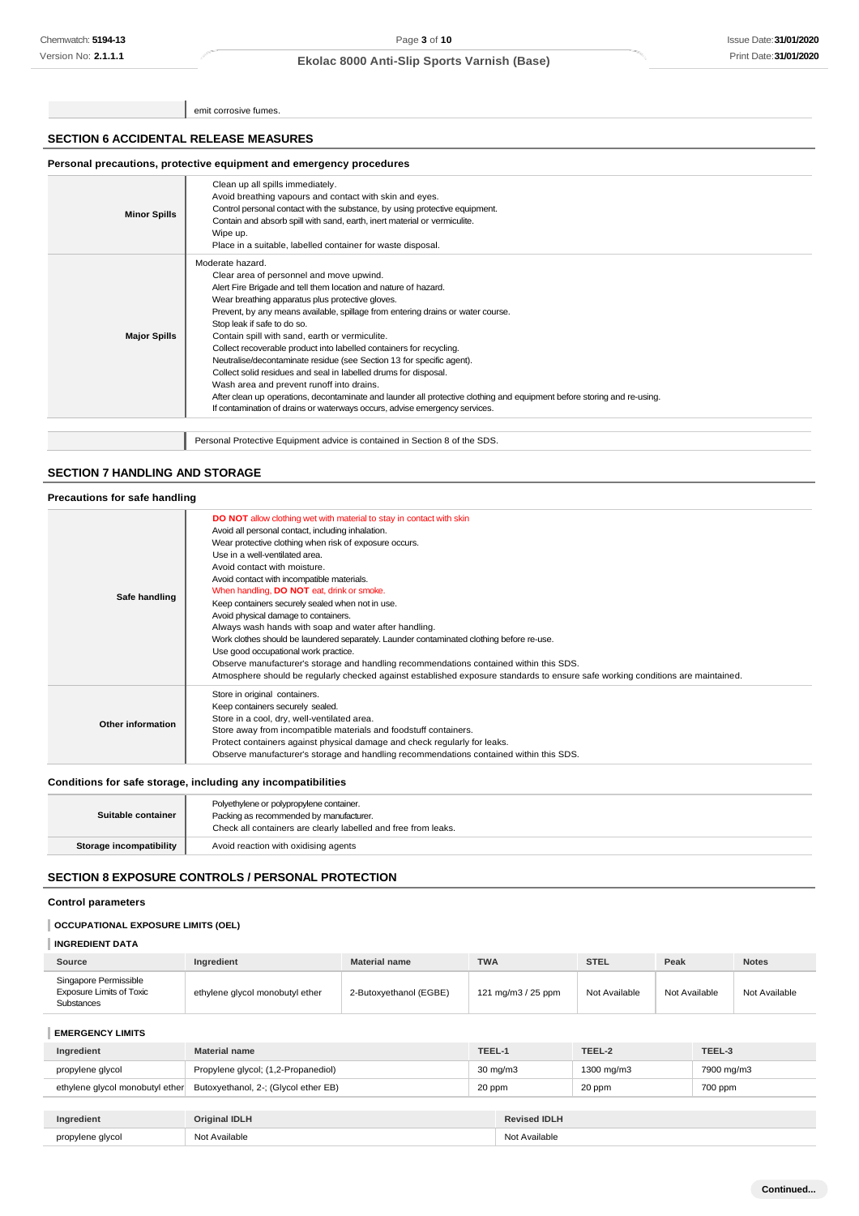| | |
|---|---|
| | emit corrosive fumes. |

## SECTION 6 ACCIDENTAL RELEASE MEASURES

### Personal precautions, protective equipment and emergency procedures

| | |
|---|---|
| **Minor Spills** | Clean up all spills immediately.<br>Avoid breathing vapours and contact with skin and eyes.<br>Control personal contact with the substance, by using protective equipment.<br>Contain and absorb spill with sand, earth, inert material or vermiculite.<br>Wipe up.<br>Place in a suitable, labelled container for waste disposal. |
| **Major Spills** | Moderate hazard.<br>Clear area of personnel and move upwind.<br>Alert Fire Brigade and tell them location and nature of hazard.<br>Wear breathing apparatus plus protective gloves.<br>Prevent, by any means available, spillage from entering drains or water course.<br>Stop leak if safe to do so.<br>Contain spill with sand, earth or vermiculite.<br>Collect recoverable product into labelled containers for recycling.<br>Neutralise/decontaminate residue (see Section 13 for specific agent).<br>Collect solid residues and seal in labelled drums for disposal.<br>Wash area and prevent runoff into drains.<br>After clean up operations, decontaminate and launder all protective clothing and equipment before storing and re-using.<br>If contamination of drains or waterways occurs, advise emergency services. |

| | |
|---|---|
| | Personal Protective Equipment advice is contained in Section 8 of the SDS. |

## SECTION 7 HANDLING AND STORAGE

### Precautions for safe handling

| | |
|---|---|
| **Safe handling** | **DO NOT** allow clothing wet with material to stay in contact with skin<br>Avoid all personal contact, including inhalation.<br>Wear protective clothing when risk of exposure occurs.<br>Use in a well-ventilated area.<br>Avoid contact with moisture.<br>Avoid contact with incompatible materials.<br>When handling, **DO NOT** eat, drink or smoke.<br>Keep containers securely sealed when not in use.<br>Avoid physical damage to containers.<br>Always wash hands with soap and water after handling.<br>Work clothes should be laundered separately. Launder contaminated clothing before re-use.<br>Use good occupational work practice.<br>Observe manufacturer's storage and handling recommendations contained within this SDS.<br>Atmosphere should be regularly checked against established exposure standards to ensure safe working conditions are maintained. |
| **Other information** | Store in original containers.<br>Keep containers securely sealed.<br>Store in a cool, dry, well-ventilated area.<br>Store away from incompatible materials and foodstuff containers.<br>Protect containers against physical damage and check regularly for leaks.<br>Observe manufacturer's storage and handling recommendations contained within this SDS. |

### Conditions for safe storage, including any incompatibilities

| | |
|---|---|
| **Suitable container** | Polyethylene or polypropylene container.<br>Packing as recommended by manufacturer.<br>Check all containers are clearly labelled and free from leaks. |
| **Storage incompatibility** | Avoid reaction with oxidising agents |

## SECTION 8 EXPOSURE CONTROLS / PERSONAL PROTECTION

### Control parameters

**OCCUPATIONAL EXPOSURE LIMITS (OEL)**

**INGREDIENT DATA**

| Source | Ingredient | Material name | TWA | STEL | Peak | Notes |
|---|---|---|---|---|---|---|
| Singapore Permissible Exposure Limits of Toxic Substances | ethylene glycol monobutyl ether | 2-Butoxyethanol (EGBE) | 121 mg/m3 / 25 ppm | Not Available | Not Available | Not Available |

**EMERGENCY LIMITS**

| Ingredient | Material name | TEEL-1 | TEEL-2 | TEEL-3 |
|---|---|---|---|---|
| propylene glycol | Propylene glycol; (1,2-Propanediol) | 30 mg/m3 | 1300 mg/m3 | 7900 mg/m3 |
| ethylene glycol monobutyl ether | Butoxyethanol, 2-; (Glycol ether EB) | 20 ppm | 20 ppm | 700 ppm |

| Ingredient | Original IDLH | Revised IDLH |
|---|---|---|
| propylene glycol | Not Available | Not Available |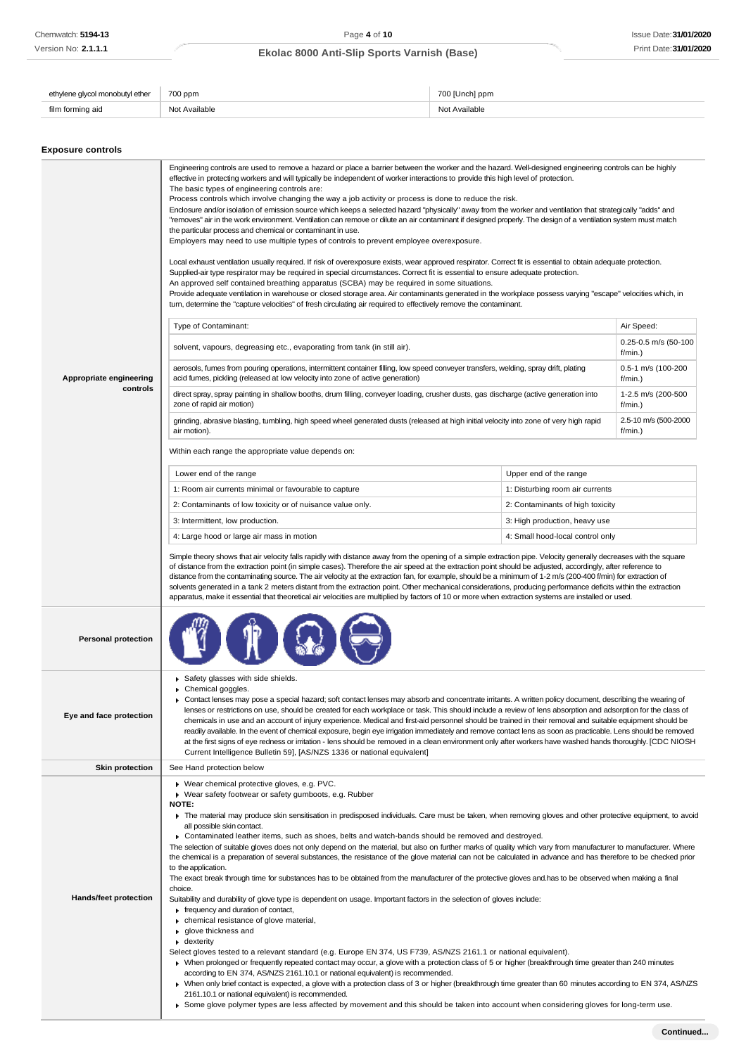| ethylene glycol monobutyl ether | 700 ppm | 700 [Unch] ppm |
|---|---|---|
| film forming aid | Not Available | Not Available |

### Exposure controls

**Appropriate engineering controls**

Engineering controls are used to remove a hazard or place a barrier between the worker and the hazard. Well-designed engineering controls can be highly effective in protecting workers and will typically be independent of worker interactions to provide this high level of protection.
The basic types of engineering controls are:
Process controls which involve changing the way a job activity or process is done to reduce the risk.
Enclosure and/or isolation of emission source which keeps a selected hazard "physically" away from the worker and ventilation that strategically "adds" and "removes" air in the work environment. Ventilation can remove or dilute an air contaminant if designed properly. The design of a ventilation system must match the particular process and chemical or contaminant in use.
Employers may need to use multiple types of controls to prevent employee overexposure.

Local exhaust ventilation usually required. If risk of overexposure exists, wear approved respirator. Correct fit is essential to obtain adequate protection.
Supplied-air type respirator may be required in special circumstances. Correct fit is essential to ensure adequate protection.
An approved self contained breathing apparatus (SCBA) may be required in some situations.
Provide adequate ventilation in warehouse or closed storage area. Air contaminants generated in the workplace possess varying "escape" velocities which, in turn, determine the "capture velocities" of fresh circulating air required to effectively remove the contaminant.

| Type of Contaminant: | Air Speed: |
|---|---|
| solvent, vapours, degreasing etc., evaporating from tank (in still air). | 0.25-0.5 m/s (50-100 f/min.) |
| aerosols, fumes from pouring operations, intermittent container filling, low speed conveyer transfers, welding, spray drift, plating acid fumes, pickling (released at low velocity into zone of active generation) | 0.5-1 m/s (100-200 f/min.) |
| direct spray, spray painting in shallow booths, drum filling, conveyer loading, crusher dusts, gas discharge (active generation into zone of rapid air motion) | 1-2.5 m/s (200-500 f/min.) |
| grinding, abrasive blasting, tumbling, high speed wheel generated dusts (released at high initial velocity into zone of very high rapid air motion). | 2.5-10 m/s (500-2000 f/min.) |

Within each range the appropriate value depends on:

| Lower end of the range | Upper end of the range |
|---|---|
| 1: Room air currents minimal or favourable to capture | 1: Disturbing room air currents |
| 2: Contaminants of low toxicity or of nuisance value only. | 2: Contaminants of high toxicity |
| 3: Intermittent, low production. | 3: High production, heavy use |
| 4: Large hood or large air mass in motion | 4: Small hood-local control only |

Simple theory shows that air velocity falls rapidly with distance away from the opening of a simple extraction pipe. Velocity generally decreases with the square of distance from the extraction point (in simple cases). Therefore the air speed at the extraction point should be adjusted, accordingly, after reference to distance from the contaminating source. The air velocity at the extraction fan, for example, should be a minimum of 1-2 m/s (200-400 f/min) for extraction of solvents generated in a tank 2 meters distant from the extraction point. Other mechanical considerations, producing performance deficits within the extraction apparatus, make it essential that theoretical air velocities are multiplied by factors of 10 or more when extraction systems are installed or used.

**Personal protection**

**Eye and face protection**

- Safety glasses with side shields.
- Chemical goggles.
- Contact lenses may pose a special hazard; soft contact lenses may absorb and concentrate irritants. A written policy document, describing the wearing of lenses or restrictions on use, should be created for each workplace or task. This should include a review of lens absorption and adsorption for the class of chemicals in use and an account of injury experience. Medical and first-aid personnel should be trained in their removal and suitable equipment should be readily available. In the event of chemical exposure, begin eye irrigation immediately and remove contact lens as soon as practicable. Lens should be removed at the first signs of eye redness or irritation - lens should be removed in a clean environment only after workers have washed hands thoroughly. [CDC NIOSH Current Intelligence Bulletin 59], [AS/NZS 1336 or national equivalent]

**Skin protection**

See Hand protection below

**Hands/feet protection**

- Wear chemical protective gloves, e.g. PVC.
- Wear safety footwear or safety gumboots, e.g. Rubber

**NOTE:**

- The material may produce skin sensitisation in predisposed individuals. Care must be taken, when removing gloves and other protective equipment, to avoid all possible skin contact.
- Contaminated leather items, such as shoes, belts and watch-bands should be removed and destroyed.

The selection of suitable gloves does not only depend on the material, but also on further marks of quality which vary from manufacturer to manufacturer. Where the chemical is a preparation of several substances, the resistance of the glove material can not be calculated in advance and has therefore to be checked prior to the application.
The exact break through time for substances has to be obtained from the manufacturer of the protective gloves and.has to be observed when making a final choice.
Suitability and durability of glove type is dependent on usage. Important factors in the selection of gloves include:

- frequency and duration of contact,
- chemical resistance of glove material,
- glove thickness and
- dexterity

Select gloves tested to a relevant standard (e.g. Europe EN 374, US F739, AS/NZS 2161.1 or national equivalent).

- When prolonged or frequently repeated contact may occur, a glove with a protection class of 5 or higher (breakthrough time greater than 240 minutes according to EN 374, AS/NZS 2161.10.1 or national equivalent) is recommended.
- When only brief contact is expected, a glove with a protection class of 3 or higher (breakthrough time greater than 60 minutes according to EN 374, AS/NZS 2161.10.1 or national equivalent) is recommended.
- Some glove polymer types are less affected by movement and this should be taken into account when considering gloves for long-term use.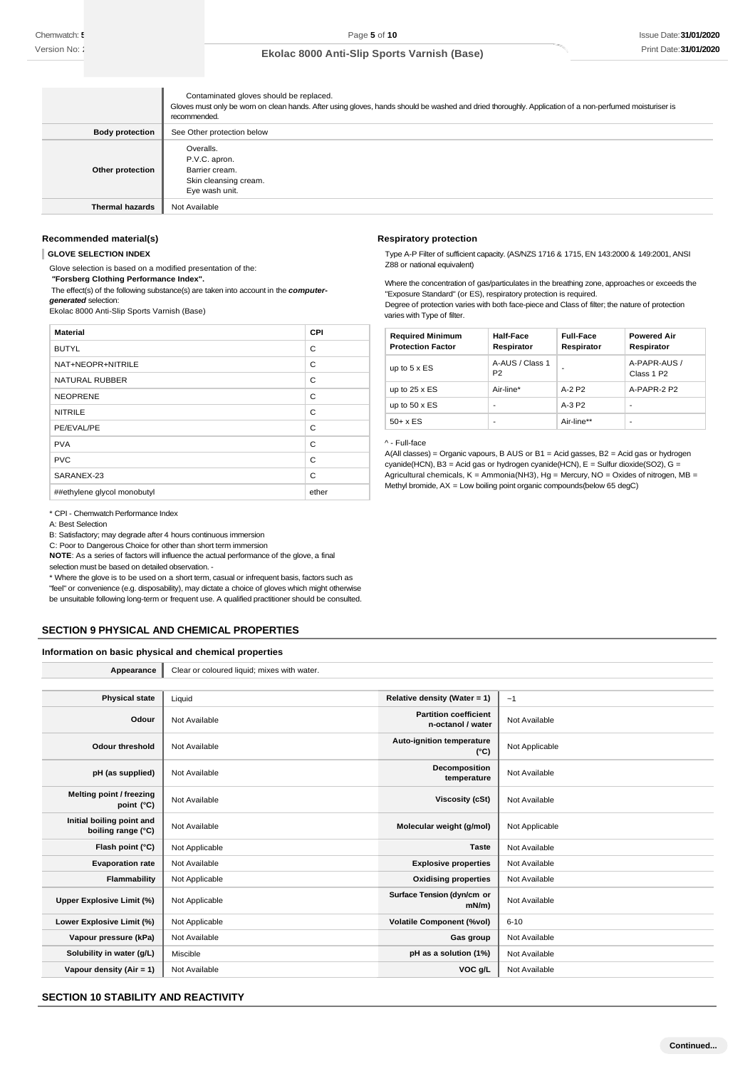| | |
|---|---|
| | Contaminated gloves should be replaced.<br>Gloves must only be worn on clean hands. After using gloves, hands should be washed and dried thoroughly. Application of a non-perfumed moisturiser is recommended. |
| **Body protection** | See Other protection below |
| **Other protection** | Overalls.<br>P.V.C. apron.<br>Barrier cream.<br>Skin cleansing cream.<br>Eye wash unit. |
| **Thermal hazards** | Not Available |

### Recommended material(s)

**GLOVE SELECTION INDEX**

Glove selection is based on a modified presentation of the:
***"Forsberg Clothing Performance Index".***
The effect(s) of the following substance(s) are taken into account in the ***computer-generated*** selection:
Ekolac 8000 Anti-Slip Sports Varnish (Base)

| Material | CPI |
|---|---|
| BUTYL | C |
| NAT+NEOPR+NITRILE | C |
| NATURAL RUBBER | C |
| NEOPRENE | C |
| NITRILE | C |
| PE/EVAL/PE | C |
| PVA | C |
| PVC | C |
| SARANEX-23 | C |
| ##ethylene glycol monobutyl | ether |

* CPI - Chemwatch Performance Index
A: Best Selection
B: Satisfactory; may degrade after 4 hours continuous immersion
C: Poor to Dangerous Choice for other than short term immersion
**NOTE**: As a series of factors will influence the actual performance of the glove, a final selection must be based on detailed observation. -
* Where the glove is to be used on a short term, casual or infrequent basis, factors such as "feel" or convenience (e.g. disposability), may dictate a choice of gloves which might otherwise be unsuitable following long-term or frequent use. A qualified practitioner should be consulted.

### Respiratory protection

Type A-P Filter of sufficient capacity. (AS/NZS 1716 & 1715, EN 143:2000 & 149:2001, ANSI Z88 or national equivalent)

Where the concentration of gas/particulates in the breathing zone, approaches or exceeds the "Exposure Standard" (or ES), respiratory protection is required.
Degree of protection varies with both face-piece and Class of filter; the nature of protection varies with Type of filter.

| Required Minimum Protection Factor | Half-Face Respirator | Full-Face Respirator | Powered Air Respirator |
|---|---|---|---|
| up to 5 x ES | A-AUS / Class 1 P2 | - | A-PAPR-AUS / Class 1 P2 |
| up to 25 x ES | Air-line* | A-2 P2 | A-PAPR-2 P2 |
| up to 50 x ES | - | A-3 P2 | - |
| 50+ x ES | - | Air-line** | - |

^ - Full-face
A(All classes) = Organic vapours, B AUS or B1 = Acid gasses, B2 = Acid gas or hydrogen cyanide(HCN), B3 = Acid gas or hydrogen cyanide(HCN), E = Sulfur dioxide($SO_2$), G = Agricultural chemicals, K = Ammonia($NH_3$), Hg = Mercury, NO = Oxides of nitrogen, MB = Methyl bromide, AX = Low boiling point organic compounds(below 65 degC)

## SECTION 9 PHYSICAL AND CHEMICAL PROPERTIES

### Information on basic physical and chemical properties

| | | | |
|---|---|---|---|
| **Appearance** | Clear or coloured liquid; mixes with water. | | |
| **Physical state** | Liquid | **Relative density (Water = 1)** | ~1 |
| **Odour** | Not Available | **Partition coefficient n-octanol / water** | Not Available |
| **Odour threshold** | Not Available | **Auto-ignition temperature (°C)** | Not Applicable |
| **pH (as supplied)** | Not Available | **Decomposition temperature** | Not Available |
| **Melting point / freezing point (°C)** | Not Available | **Viscosity (cSt)** | Not Available |
| **Initial boiling point and boiling range (°C)** | Not Available | **Molecular weight (g/mol)** | Not Applicable |
| **Flash point (°C)** | Not Applicable | **Taste** | Not Available |
| **Evaporation rate** | Not Available | **Explosive properties** | Not Available |
| **Flammability** | Not Applicable | **Oxidising properties** | Not Available |
| **Upper Explosive Limit (%)** | Not Applicable | **Surface Tension (dyn/cm or mN/m)** | Not Available |
| **Lower Explosive Limit (%)** | Not Applicable | **Volatile Component (%vol)** | 6-10 |
| **Vapour pressure (kPa)** | Not Available | **Gas group** | Not Available |
| **Solubility in water (g/L)** | Miscible | **pH as a solution (1%)** | Not Available |
| **Vapour density (Air = 1)** | Not Available | **VOC g/L** | Not Available |

## SECTION 10 STABILITY AND REACTIVITY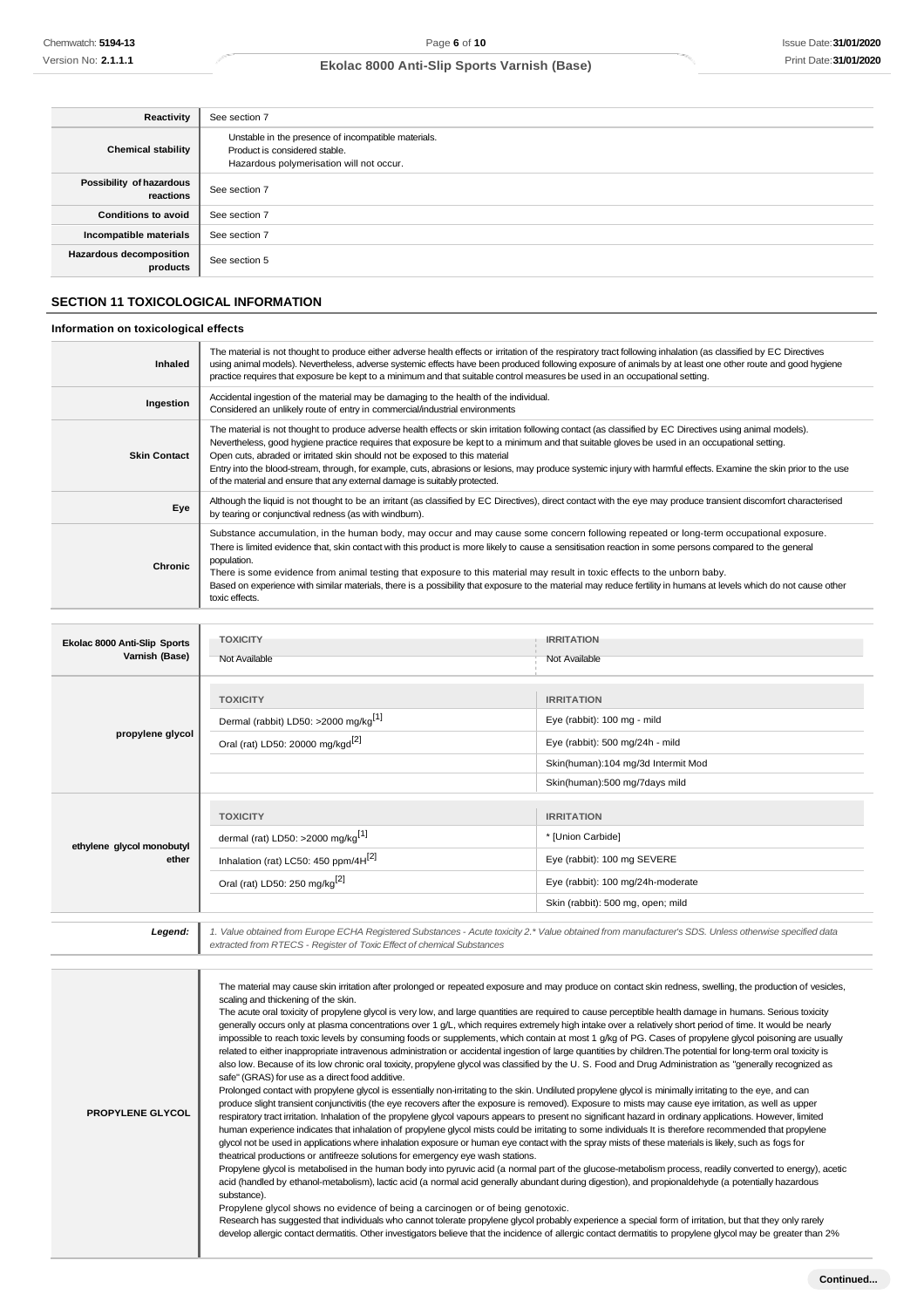| | |
|---|---|
| **Reactivity** | See section 7 |
| **Chemical stability** | Unstable in the presence of incompatible materials.<br>Product is considered stable.<br>Hazardous polymerisation will not occur. |
| **Possibility of hazardous reactions** | See section 7 |
| **Conditions to avoid** | See section 7 |
| **Incompatible materials** | See section 7 |
| **Hazardous decomposition products** | See section 5 |

## SECTION 11 TOXICOLOGICAL INFORMATION

### Information on toxicological effects

| | |
|---|---|
| **Inhaled** | The material is not thought to produce either adverse health effects or irritation of the respiratory tract following inhalation (as classified by EC Directives using animal models). Nevertheless, adverse systemic effects have been produced following exposure of animals by at least one other route and good hygiene practice requires that exposure be kept to a minimum and that suitable control measures be used in an occupational setting. |
| **Ingestion** | Accidental ingestion of the material may be damaging to the health of the individual.<br>Considered an unlikely route of entry in commercial/industrial environments |
| **Skin Contact** | The material is not thought to produce adverse health effects or skin irritation following contact (as classified by EC Directives using animal models). Nevertheless, good hygiene practice requires that exposure be kept to a minimum and that suitable gloves be used in an occupational setting.<br>Open cuts, abraded or irritated skin should not be exposed to this material<br>Entry into the blood-stream, through, for example, cuts, abrasions or lesions, may produce systemic injury with harmful effects. Examine the skin prior to the use of the material and ensure that any external damage is suitably protected. |
| **Eye** | Although the liquid is not thought to be an irritant (as classified by EC Directives), direct contact with the eye may produce transient discomfort characterised by tearing or conjunctival redness (as with windburn). |
| **Chronic** | Substance accumulation, in the human body, may occur and may cause some concern following repeated or long-term occupational exposure.<br>There is limited evidence that, skin contact with this product is more likely to cause a sensitisation reaction in some persons compared to the general population.<br>There is some evidence from animal testing that exposure to this material may result in toxic effects to the unborn baby.<br>Based on experience with similar materials, there is a possibility that exposure to the material may reduce fertility in humans at levels which do not cause other toxic effects. |

| | TOXICITY | IRRITATION |
|---|---|---|
| **Ekolac 8000 Anti-Slip Sports Varnish (Base)** | Not Available | Not Available |
| **propylene glycol** | **TOXICITY** | **IRRITATION** |
| | Dermal (rabbit) LD50: >2000 mg/kg[1] | Eye (rabbit): 100 mg - mild |
| | Oral (rat) LD50: 20000 mg/kgd[2] | Eye (rabbit): 500 mg/24h - mild |
| | | Skin(human):104 mg/3d Intermit Mod |
| | | Skin(human):500 mg/7days mild |
| **ethylene glycol monobutyl ether** | **TOXICITY** | **IRRITATION** |
| | dermal (rat) LD50: >2000 mg/kg[1] | * [Union Carbide] |
| | Inhalation (rat) LC50: 450 ppm/4H[2] | Eye (rabbit): 100 mg SEVERE |
| | Oral (rat) LD50: 250 mg/kg[2] | Eye (rabbit): 100 mg/24h-moderate |
| | | Skin (rabbit): 500 mg, open; mild |

| | |
|---|---|
| ***Legend:*** | *1. Value obtained from Europe ECHA Registered Substances - Acute toxicity 2.* Value obtained from manufacturer's SDS. Unless otherwise specified data extracted from RTECS - Register of Toxic Effect of chemical Substances* |

| | |
|---|---|
| **PROPYLENE GLYCOL** | The material may cause skin irritation after prolonged or repeated exposure and may produce on contact skin redness, swelling, the production of vesicles, scaling and thickening of the skin.<br>The acute oral toxicity of propylene glycol is very low, and large quantities are required to cause perceptible health damage in humans. Serious toxicity generally occurs only at plasma concentrations over 1 g/L, which requires extremely high intake over a relatively short period of time. It would be nearly impossible to reach toxic levels by consuming foods or supplements, which contain at most 1 g/kg of PG. Cases of propylene glycol poisoning are usually related to either inappropriate intravenous administration or accidental ingestion of large quantities by children.The potential for long-term oral toxicity is also low. Because of its low chronic oral toxicity, propylene glycol was classified by the U. S. Food and Drug Administration as "generally recognized as safe" (GRAS) for use as a direct food additive.<br>Prolonged contact with propylene glycol is essentially non-irritating to the skin. Undiluted propylene glycol is minimally irritating to the eye, and can produce slight transient conjunctivitis (the eye recovers after the exposure is removed). Exposure to mists may cause eye irritation, as well as upper respiratory tract irritation. Inhalation of the propylene glycol vapours appears to present no significant hazard in ordinary applications. However, limited human experience indicates that inhalation of propylene glycol mists could be irritating to some individuals It is therefore recommended that propylene glycol not be used in applications where inhalation exposure or human eye contact with the spray mists of these materials is likely, such as fogs for theatrical productions or antifreeze solutions for emergency eye wash stations.<br>Propylene glycol is metabolised in the human body into pyruvic acid (a normal part of the glucose-metabolism process, readily converted to energy), acetic acid (handled by ethanol-metabolism), lactic acid (a normal acid generally abundant during digestion), and propionaldehyde (a potentially hazardous substance).<br>Propylene glycol shows no evidence of being a carcinogen or of being genotoxic.<br>Research has suggested that individuals who cannot tolerate propylene glycol probably experience a special form of irritation, but that they only rarely develop allergic contact dermatitis. Other investigators believe that the incidence of allergic contact dermatitis to propylene glycol may be greater than 2% |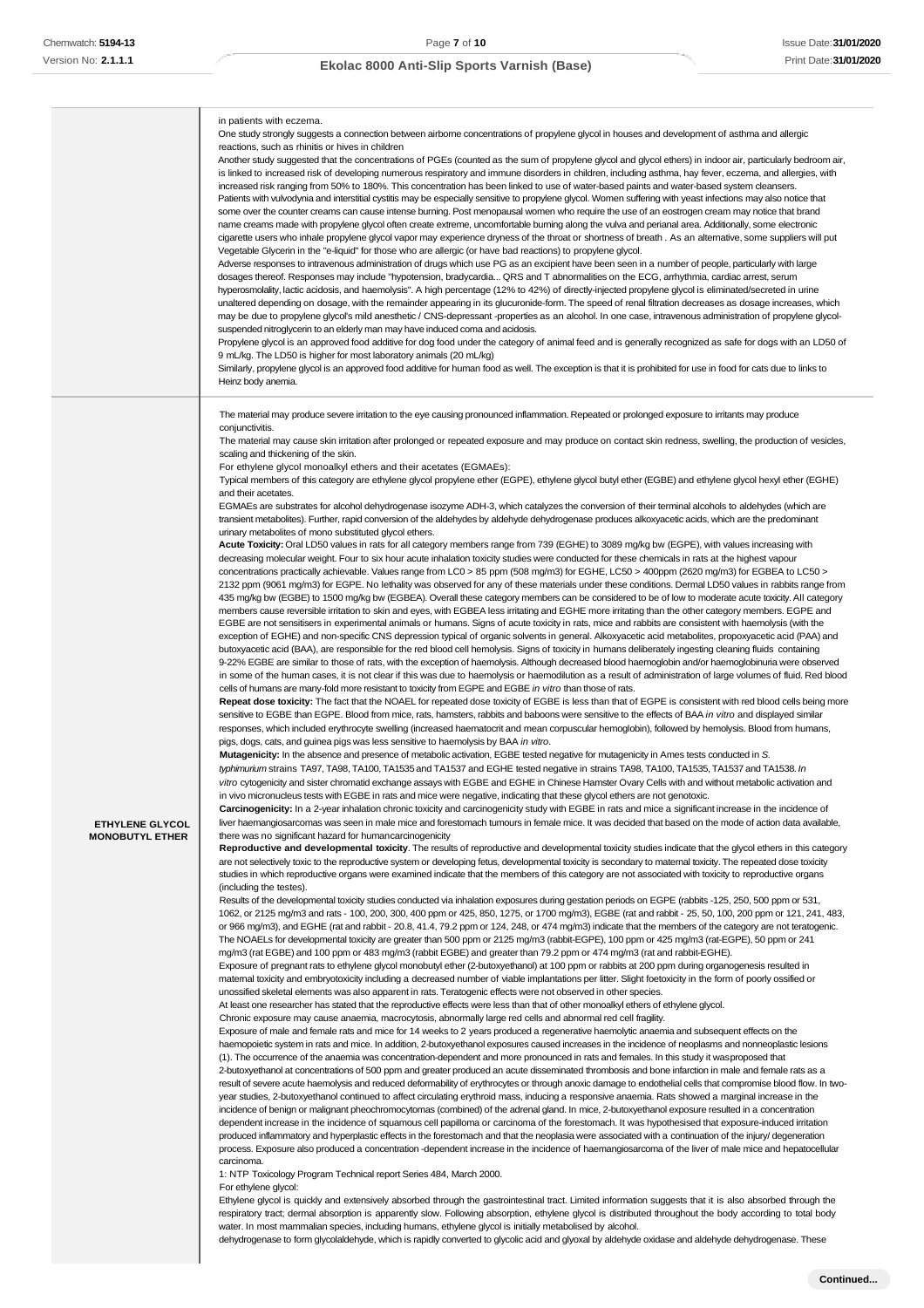| | |
|---|---|
| | in patients with eczema.<br>One study strongly suggests a connection between airborne concentrations of propylene glycol in houses and development of asthma and allergic reactions, such as rhinitis or hives in children<br>Another study suggested that the concentrations of PGEs (counted as the sum of propylene glycol and glycol ethers) in indoor air, particularly bedroom air, is linked to increased risk of developing numerous respiratory and immune disorders in children, including asthma, hay fever, eczema, and allergies, with increased risk ranging from 50% to 180%. This concentration has been linked to use of water-based paints and water-based system cleansers.<br>Patients with vulvodynia and interstitial cystitis may be especially sensitive to propylene glycol. Women suffering with yeast infections may also notice that some over the counter creams can cause intense burning. Post menopausal women who require the use of an eostrogen cream may notice that brand name creams made with propylene glycol often create extreme, uncomfortable burning along the vulva and perianal area. Additionally, some electronic cigarette users who inhale propylene glycol vapor may experience dryness of the throat or shortness of breath . As an alternative, some suppliers will put Vegetable Glycerin in the "e-liquid" for those who are allergic (or have bad reactions) to propylene glycol.<br>Adverse responses to intravenous administration of drugs which use PG as an excipient have been seen in a number of people, particularly with large dosages thereof. Responses may include "hypotension, bradycardia... QRS and T abnormalities on the ECG, arrhythmia, cardiac arrest, serum hyperosmolality, lactic acidosis, and haemolysis". A high percentage (12% to 42%) of directly-injected propylene glycol is eliminated/secreted in urine unaltered depending on dosage, with the remainder appearing in its glucuronide-form. The speed of renal filtration decreases as dosage increases, which may be due to propylene glycol's mild anesthetic / CNS-depressant -properties as an alcohol. In one case, intravenous administration of propylene glycol-suspended nitroglycerin to an elderly man may have induced coma and acidosis.<br>Propylene glycol is an approved food additive for dog food under the category of animal feed and is generally recognized as safe for dogs with an LD50 of 9 mL/kg. The LD50 is higher for most laboratory animals (20 mL/kg)<br>Similarly, propylene glycol is an approved food additive for human food as well. The exception is that it is prohibited for use in food for cats due to links to Heinz body anemia. |
| **ETHYLENE GLYCOL MONOBUTYL ETHER** | The material may produce severe irritation to the eye causing pronounced inflammation. Repeated or prolonged exposure to irritants may produce conjunctivitis.<br>The material may cause skin irritation after prolonged or repeated exposure and may produce on contact skin redness, swelling, the production of vesicles, scaling and thickening of the skin.<br>For ethylene glycol monoalkyl ethers and their acetates (EGMAEs):<br>Typical members of this category are ethylene glycol propylene ether (EGPE), ethylene glycol butyl ether (EGBE) and ethylene glycol hexyl ether (EGHE) and their acetates.<br>EGMAEs are substrates for alcohol dehydrogenase isozyme ADH-3, which catalyzes the conversion of their terminal alcohols to aldehydes (which are transient metabolites). Further, rapid conversion of the aldehydes by aldehyde dehydrogenase produces alkoxyacetic acids, which are the predominant urinary metabolites of mono substituted glycol ethers.<br>**Acute Toxicity:** Oral LD50 values in rats for all category members range from 739 (EGHE) to 3089 mg/kg bw (EGPE), with values increasing with decreasing molecular weight. Four to six hour acute inhalation toxicity studies were conducted for these chemicals in rats at the highest vapour concentrations practically achievable. Values range from LC0 > 85 ppm (508 mg/m3) for EGHE, LC50 > 400ppm (2620 mg/m3) for EGBEA to LC50 > 2132 ppm (9061 mg/m3) for EGPE. No lethality was observed for any of these materials under these conditions. Dermal LD50 values in rabbits range from 435 mg/kg bw (EGBE) to 1500 mg/kg bw (EGBEA). Overall these category members can be considered to be of low to moderate acute toxicity. All category members cause reversible irritation to skin and eyes, with EGBEA less irritating and EGHE more irritating than the other category members. EGPE and EGBE are not sensitisers in experimental animals or humans. Signs of acute toxicity in rats, mice and rabbits are consistent with haemolysis (with the exception of EGHE) and non-specific CNS depression typical of organic solvents in general. Alkoxyacetic acid metabolites, propoxyacetic acid (PAA) and butoxyacetic acid (BAA), are responsible for the red blood cell hemolysis. Signs of toxicity in humans deliberately ingesting cleaning fluids containing 9-22% EGBE are similar to those of rats, with the exception of haemolysis. Although decreased blood haemoglobin and/or haemoglobinuria were observed in some of the human cases, it is not clear if this was due to haemolysis or haemodilution as a result of administration of large volumes of fluid. Red blood cells of humans are many-fold more resistant to toxicity from EGPE and EGBE *in vitro* than those of rats.<br>**Repeat dose toxicity:** The fact that the NOAEL for repeated dose toxicity of EGBE is less than that of EGPE is consistent with red blood cells being more sensitive to EGBE than EGPE. Blood from mice, rats, hamsters, rabbits and baboons were sensitive to the effects of BAA *in vitro* and displayed similar responses, which included erythrocyte swelling (increased haematocrit and mean corpuscular hemoglobin), followed by hemolysis. Blood from humans, pigs, dogs, cats, and guinea pigs was less sensitive to haemolysis by BAA *in vitro*.<br>**Mutagenicity:** In the absence and presence of metabolic activation, EGBE tested negative for mutagenicity in Ames tests conducted in *S. typhimurium* strains TA97, TA98, TA100, TA1535 and TA1537 and EGHE tested negative in strains TA98, TA100, TA1535, TA1537 and TA1538. *In vitro* cytogenicity and sister chromatid exchange assays with EGBE and EGHE in Chinese Hamster Ovary Cells with and without metabolic activation and in vivo micronucleus tests with EGBE in rats and mice were negative, indicating that these glycol ethers are not genotoxic.<br>**Carcinogenicity:** In a 2-year inhalation chronic toxicity and carcinogenicity study with EGBE in rats and mice a significant increase in the incidence of liver haemangiosarcomas was seen in male mice and forestomach tumours in female mice. It was decided that based on the mode of action data available, there was no significant hazard for humancarcinogenicity<br>**Reproductive and developmental toxicity**. The results of reproductive and developmental toxicity studies indicate that the glycol ethers in this category are not selectively toxic to the reproductive system or developing fetus, developmental toxicity is secondary to maternal toxicity. The repeated dose toxicity studies in which reproductive organs were examined indicate that the members of this category are not associated with toxicity to reproductive organs (including the testes).<br>Results of the developmental toxicity studies conducted via inhalation exposures during gestation periods on EGPE (rabbits -125, 250, 500 ppm or 531, 1062, or 2125 mg/m3 and rats - 100, 200, 300, 400 ppm or 425, 850, 1275, or 1700 mg/m3), EGBE (rat and rabbit - 25, 50, 100, 200 ppm or 121, 241, 483, or 966 mg/m3), and EGHE (rat and rabbit - 20.8, 41.4, 79.2 ppm or 124, 248, or 474 mg/m3) indicate that the members of the category are not teratogenic. The NOAELs for developmental toxicity are greater than 500 ppm or 2125 mg/m3 (rabbit-EGPE), 100 ppm or 425 mg/m3 (rat-EGPE), 50 ppm or 241 mg/m3 (rat EGBE) and 100 ppm or 483 mg/m3 (rabbit EGBE) and greater than 79.2 ppm or 474 mg/m3 (rat and rabbit-EGHE).<br>Exposure of pregnant rats to ethylene glycol monobutyl ether (2-butoxyethanol) at 100 ppm or rabbits at 200 ppm during organogenesis resulted in maternal toxicity and embryotoxicity including a decreased number of viable implantations per litter. Slight foetoxicity in the form of poorly ossified or unossified skeletal elements was also apparent in rats. Teratogenic effects were not observed in other species.<br>At least one researcher has stated that the reproductive effects were less than that of other monoalkyl ethers of ethylene glycol.<br>Chronic exposure may cause anaemia, macrocytosis, abnormally large red cells and abnormal red cell fragility.<br>Exposure of male and female rats and mice for 14 weeks to 2 years produced a regenerative haemolytic anaemia and subsequent effects on the haemopoietic system in rats and mice. In addition, 2-butoxyethanol exposures caused increases in the incidence of neoplasms and nonneoplastic lesions (1). The occurrence of the anaemia was concentration-dependent and more pronounced in rats and females. In this study it wasproposed that 2-butoxyethanol at concentrations of 500 ppm and greater produced an acute disseminated thrombosis and bone infarction in male and female rats as a result of severe acute haemolysis and reduced deformability of erythrocytes or through anoxic damage to endothelial cells that compromise blood flow. In two-year studies, 2-butoxyethanol continued to affect circulating erythroid mass, inducing a responsive anaemia. Rats showed a marginal increase in the incidence of benign or malignant pheochromocytomas (combined) of the adrenal gland. In mice, 2-butoxyethanol exposure resulted in a concentration dependent increase in the incidence of squamous cell papilloma or carcinoma of the forestomach. It was hypothesised that exposure-induced irritation produced inflammatory and hyperplastic effects in the forestomach and that the neoplasia were associated with a continuation of the injury/ degeneration process. Exposure also produced a concentration -dependent increase in the incidence of haemangiosarcoma of the liver of male mice and hepatocellular carcinoma.<br>1: NTP Toxicology Program Technical report Series 484, March 2000.<br>For ethylene glycol:<br>Ethylene glycol is quickly and extensively absorbed through the gastrointestinal tract. Limited information suggests that it is also absorbed through the respiratory tract; dermal absorption is apparently slow. Following absorption, ethylene glycol is distributed throughout the body according to total body water. In most mammalian species, including humans, ethylene glycol is initially metabolised by alcohol.<br>dehydrogenase to form glycolaldehyde, which is rapidly converted to glycolic acid and glyoxal by aldehyde oxidase and aldehyde dehydrogenase. These |

Continued...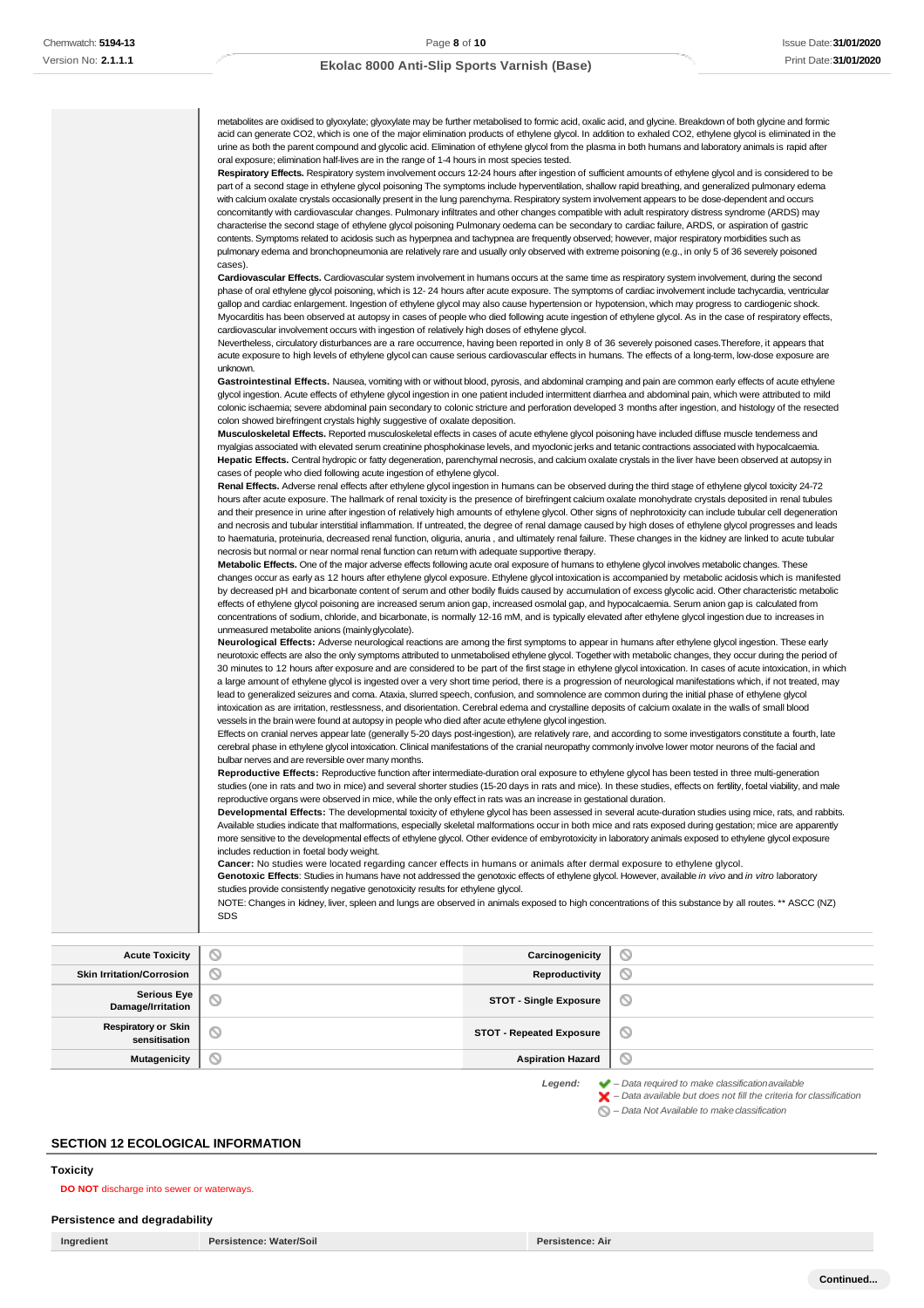| | |
|---|---|
| | metabolites are oxidised to glyoxylate; glyoxylate may be further metabolised to formic acid, oxalic acid, and glycine. Breakdown of both glycine and formic acid can generate CO2, which is one of the major elimination products of ethylene glycol. In addition to exhaled CO2, ethylene glycol is eliminated in the urine as both the parent compound and glycolic acid. Elimination of ethylene glycol from the plasma in both humans and laboratory animals is rapid after oral exposure; elimination half-lives are in the range of 1-4 hours in most species tested.<br>**Respiratory Effects.** Respiratory system involvement occurs 12-24 hours after ingestion of sufficient amounts of ethylene glycol and is considered to be part of a second stage in ethylene glycol poisoning The symptoms include hyperventilation, shallow rapid breathing, and generalized pulmonary edema with calcium oxalate crystals occasionally present in the lung parenchyma. Respiratory system involvement appears to be dose-dependent and occurs concomitantly with cardiovascular changes. Pulmonary infiltrates and other changes compatible with adult respiratory distress syndrome (ARDS) may characterise the second stage of ethylene glycol poisoning Pulmonary oedema can be secondary to cardiac failure, ARDS, or aspiration of gastric contents. Symptoms related to acidosis such as hyperpnea and tachypnea are frequently observed; however, major respiratory morbidities such as pulmonary edema and bronchopneumonia are relatively rare and usually only observed with extreme poisoning (e.g., in only 5 of 36 severely poisoned cases).<br>**Cardiovascular Effects.** Cardiovascular system involvement in humans occurs at the same time as respiratory system involvement, during the second phase of oral ethylene glycol poisoning, which is 12- 24 hours after acute exposure. The symptoms of cardiac involvement include tachycardia, ventricular gallop and cardiac enlargement. Ingestion of ethylene glycol may also cause hypertension or hypotension, which may progress to cardiogenic shock. Myocarditis has been observed at autopsy in cases of people who died following acute ingestion of ethylene glycol. As in the case of respiratory effects, cardiovascular involvement occurs with ingestion of relatively high doses of ethylene glycol.<br>Nevertheless, circulatory disturbances are a rare occurrence, having been reported in only 8 of 36 severely poisoned cases.Therefore, it appears that acute exposure to high levels of ethylene glycol can cause serious cardiovascular effects in humans. The effects of a long-term, low-dose exposure are unknown.<br>**Gastrointestinal Effects.** Nausea, vomiting with or without blood, pyrosis, and abdominal cramping and pain are common early effects of acute ethylene glycol ingestion. Acute effects of ethylene glycol ingestion in one patient included intermittent diarrhea and abdominal pain, which were attributed to mild colonic ischaemia; severe abdominal pain secondary to colonic stricture and perforation developed 3 months after ingestion, and histology of the resected colon showed birefringent crystals highly suggestive of oxalate deposition.<br>**Musculoskeletal Effects.** Reported musculoskeletal effects in cases of acute ethylene glycol poisoning have included diffuse muscle tenderness and myalgias associated with elevated serum creatinine phosphokinase levels, and myoclonic jerks and tetanic contractions associated with hypocalcaemia.<br>**Hepatic Effects.** Central hydropic or fatty degeneration, parenchymal necrosis, and calcium oxalate crystals in the liver have been observed at autopsy in cases of people who died following acute ingestion of ethylene glycol.<br>**Renal Effects.** Adverse renal effects after ethylene glycol ingestion in humans can be observed during the third stage of ethylene glycol toxicity 24-72 hours after acute exposure. The hallmark of renal toxicity is the presence of birefringent calcium oxalate monohydrate crystals deposited in renal tubules and their presence in urine after ingestion of relatively high amounts of ethylene glycol. Other signs of nephrotoxicity can include tubular cell degeneration and necrosis and tubular interstitial inflammation. If untreated, the degree of renal damage caused by high doses of ethylene glycol progresses and leads to haematuria, proteinuria, decreased renal function, oliguria, anuria , and ultimately renal failure. These changes in the kidney are linked to acute tubular necrosis but normal or near normal renal function can return with adequate supportive therapy.<br>**Metabolic Effects.** One of the major adverse effects following acute oral exposure of humans to ethylene glycol involves metabolic changes. These changes occur as early as 12 hours after ethylene glycol exposure. Ethylene glycol intoxication is accompanied by metabolic acidosis which is manifested by decreased pH and bicarbonate content of serum and other bodily fluids caused by accumulation of excess glycolic acid. Other characteristic metabolic effects of ethylene glycol poisoning are increased serum anion gap, increased osmolal gap, and hypocalcaemia. Serum anion gap is calculated from concentrations of sodium, chloride, and bicarbonate, is normally 12-16 mM, and is typically elevated after ethylene glycol ingestion due to increases in unmeasured metabolite anions (mainly glycolate).<br>**Neurological Effects:** Adverse neurological reactions are among the first symptoms to appear in humans after ethylene glycol ingestion. These early neurotoxic effects are also the only symptoms attributed to unmetabolised ethylene glycol. Together with metabolic changes, they occur during the period of 30 minutes to 12 hours after exposure and are considered to be part of the first stage in ethylene glycol intoxication. In cases of acute intoxication, in which a large amount of ethylene glycol is ingested over a very short time period, there is a progression of neurological manifestations which, if not treated, may lead to generalized seizures and coma. Ataxia, slurred speech, confusion, and somnolence are common during the initial phase of ethylene glycol intoxication as are irritation, restlessness, and disorientation. Cerebral edema and crystalline deposits of calcium oxalate in the walls of small blood vessels in the brain were found at autopsy in people who died after acute ethylene glycol ingestion.<br>Effects on cranial nerves appear late (generally 5-20 days post-ingestion), are relatively rare, and according to some investigators constitute a fourth, late cerebral phase in ethylene glycol intoxication. Clinical manifestations of the cranial neuropathy commonly involve lower motor neurons of the facial and bulbar nerves and are reversible over many months.<br>**Reproductive Effects:** Reproductive function after intermediate-duration oral exposure to ethylene glycol has been tested in three multi-generation studies (one in rats and two in mice) and several shorter studies (15-20 days in rats and mice). In these studies, effects on fertility, foetal viability, and male reproductive organs were observed in mice, while the only effect in rats was an increase in gestational duration.<br>**Developmental Effects:** The developmental toxicity of ethylene glycol has been assessed in several acute-duration studies using mice, rats, and rabbits. Available studies indicate that malformations, especially skeletal malformations occur in both mice and rats exposed during gestation; mice are apparently more sensitive to the developmental effects of ethylene glycol. Other evidence of embyrotoxicity in laboratory animals exposed to ethylene glycol exposure includes reduction in foetal body weight.<br>**Cancer:** No studies were located regarding cancer effects in humans or animals after dermal exposure to ethylene glycol.<br>**Genotoxic Effects**: Studies in humans have not addressed the genotoxic effects of ethylene glycol. However, available *in vivo* and *in vitro* laboratory studies provide consistently negative genotoxicity results for ethylene glycol.<br>NOTE: Changes in kidney, liver, spleen and lungs are observed in animals exposed to high concentrations of this substance by all routes. ** ASCC (NZ) SDS |

| | | | |
|---|---|---|---|
| **Acute Toxicity** | ⃠ | **Carcinogenicity** | ⃠ |
| **Skin Irritation/Corrosion** | ⃠ | **Reproductivity** | ⃠ |
| **Serious Eye Damage/Irritation** | ⃠ | **STOT - Single Exposure** | ⃠ |
| **Respiratory or Skin sensitisation** | ⃠ | **STOT - Repeated Exposure** | ⃠ |
| **Mutagenicity** | ⃠ | **Aspiration Hazard** | ⃠ |

***Legend:***
✔ – *Data required to make classification available*
✘ – *Data available but does not fill the criteria for classification*
⃠ – *Data Not Available to make classification*

## SECTION 12 ECOLOGICAL INFORMATION

### Toxicity

**DO NOT** discharge into sewer or waterways.

### Persistence and degradability

| Ingredient | Persistence: Water/Soil | Persistence: Air |
|---|---|---|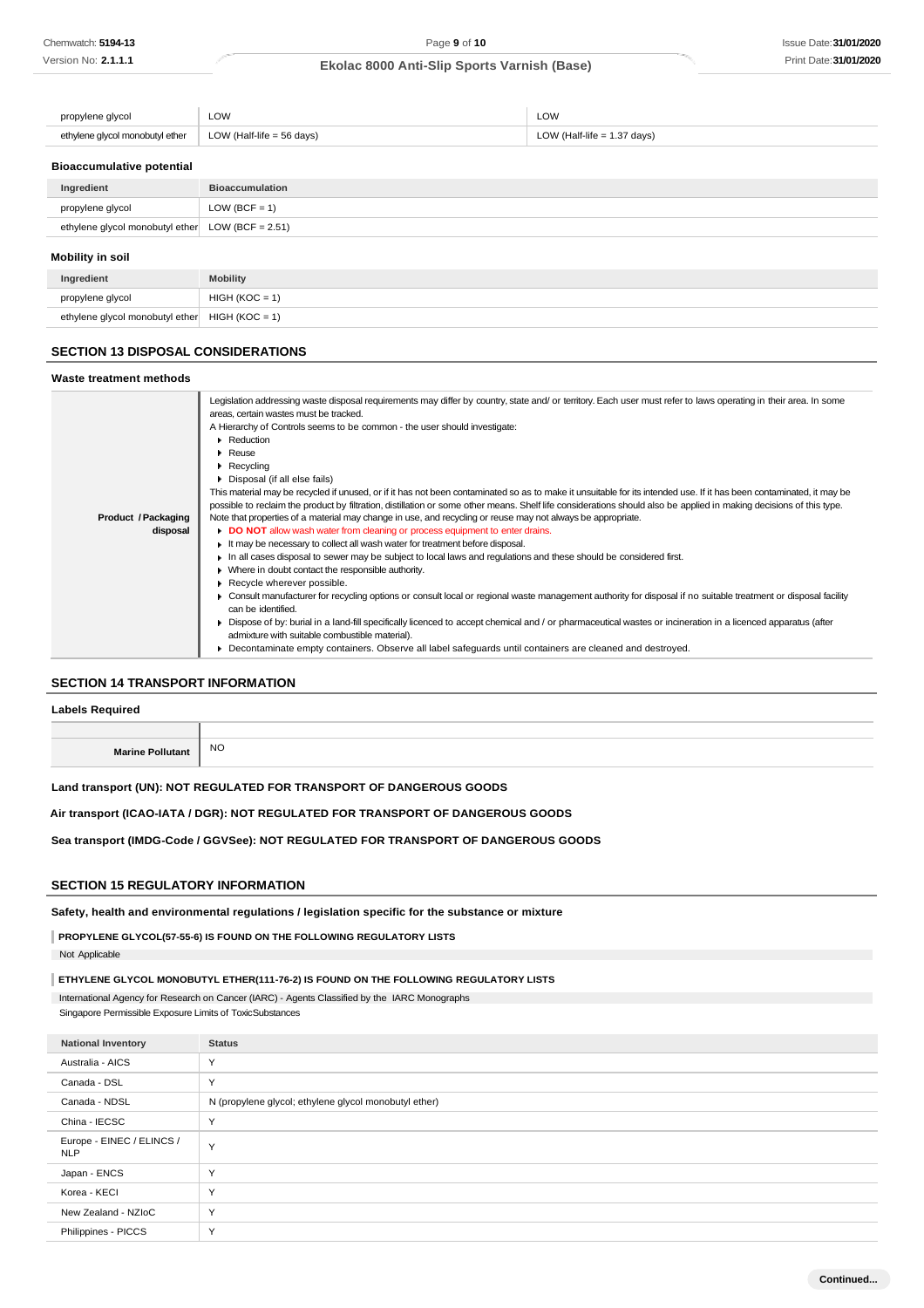| | | |
|---|---|---|
| propylene glycol | LOW | LOW |
| ethylene glycol monobutyl ether | LOW (Half-life = 56 days) | LOW (Half-life = 1.37 days) |

### Bioaccumulative potential

| Ingredient | Bioaccumulation |
|---|---|
| propylene glycol | LOW (BCF = 1) |
| ethylene glycol monobutyl ether | LOW (BCF = 2.51) |

### Mobility in soil

| Ingredient | Mobility |
|---|---|
| propylene glycol | HIGH (KOC = 1) |
| ethylene glycol monobutyl ether | HIGH (KOC = 1) |

## SECTION 13 DISPOSAL CONSIDERATIONS

### Waste treatment methods

| | |
|---|---|
| **Product / Packaging disposal** | Legislation addressing waste disposal requirements may differ by country, state and/ or territory. Each user must refer to laws operating in their area. In some areas, certain wastes must be tracked.<br>A Hierarchy of Controls seems to be common - the user should investigate:<br>▸ Reduction<br>▸ Reuse<br>▸ Recycling<br>▸ Disposal (if all else fails)<br>This material may be recycled if unused, or if it has not been contaminated so as to make it unsuitable for its intended use. If it has been contaminated, it may be possible to reclaim the product by filtration, distillation or some other means. Shelf life considerations should also be applied in making decisions of this type. Note that properties of a material may change in use, and recycling or reuse may not always be appropriate.<br>▸ **DO NOT** allow wash water from cleaning or process equipment to enter drains.<br>▸ It may be necessary to collect all wash water for treatment before disposal.<br>▸ In all cases disposal to sewer may be subject to local laws and regulations and these should be considered first.<br>▸ Where in doubt contact the responsible authority.<br>▸ Recycle wherever possible.<br>▸ Consult manufacturer for recycling options or consult local or regional waste management authority for disposal if no suitable treatment or disposal facility can be identified.<br>▸ Dispose of by: burial in a land-fill specifically licenced to accept chemical and / or pharmaceutical wastes or incineration in a licenced apparatus (after admixture with suitable combustible material).<br>▸ Decontaminate empty containers. Observe all label safeguards until containers are cleaned and destroyed. |

## SECTION 14 TRANSPORT INFORMATION

### Labels Required

| | |
|---|---|
| **Marine Pollutant** | NO |

**Land transport (UN): NOT REGULATED FOR TRANSPORT OF DANGEROUS GOODS**

**Air transport (ICAO-IATA / DGR): NOT REGULATED FOR TRANSPORT OF DANGEROUS GOODS**

**Sea transport (IMDG-Code / GGVSee): NOT REGULATED FOR TRANSPORT OF DANGEROUS GOODS**

## SECTION 15 REGULATORY INFORMATION

### Safety, health and environmental regulations / legislation specific for the substance or mixture

**PROPYLENE GLYCOL(57-55-6) IS FOUND ON THE FOLLOWING REGULATORY LISTS**

Not Applicable

**ETHYLENE GLYCOL MONOBUTYL ETHER(111-76-2) IS FOUND ON THE FOLLOWING REGULATORY LISTS**

International Agency for Research on Cancer (IARC) - Agents Classified by the IARC Monographs
Singapore Permissible Exposure Limits of ToxicSubstances

| National Inventory | Status |
|---|---|
| Australia - AICS | Y |
| Canada - DSL | Y |
| Canada - NDSL | N (propylene glycol; ethylene glycol monobutyl ether) |
| China - IECSC | Y |
| Europe - EINEC / ELINCS / NLP | Y |
| Japan - ENCS | Y |
| Korea - KECI | Y |
| New Zealand - NZIoC | Y |
| Philippines - PICCS | Y |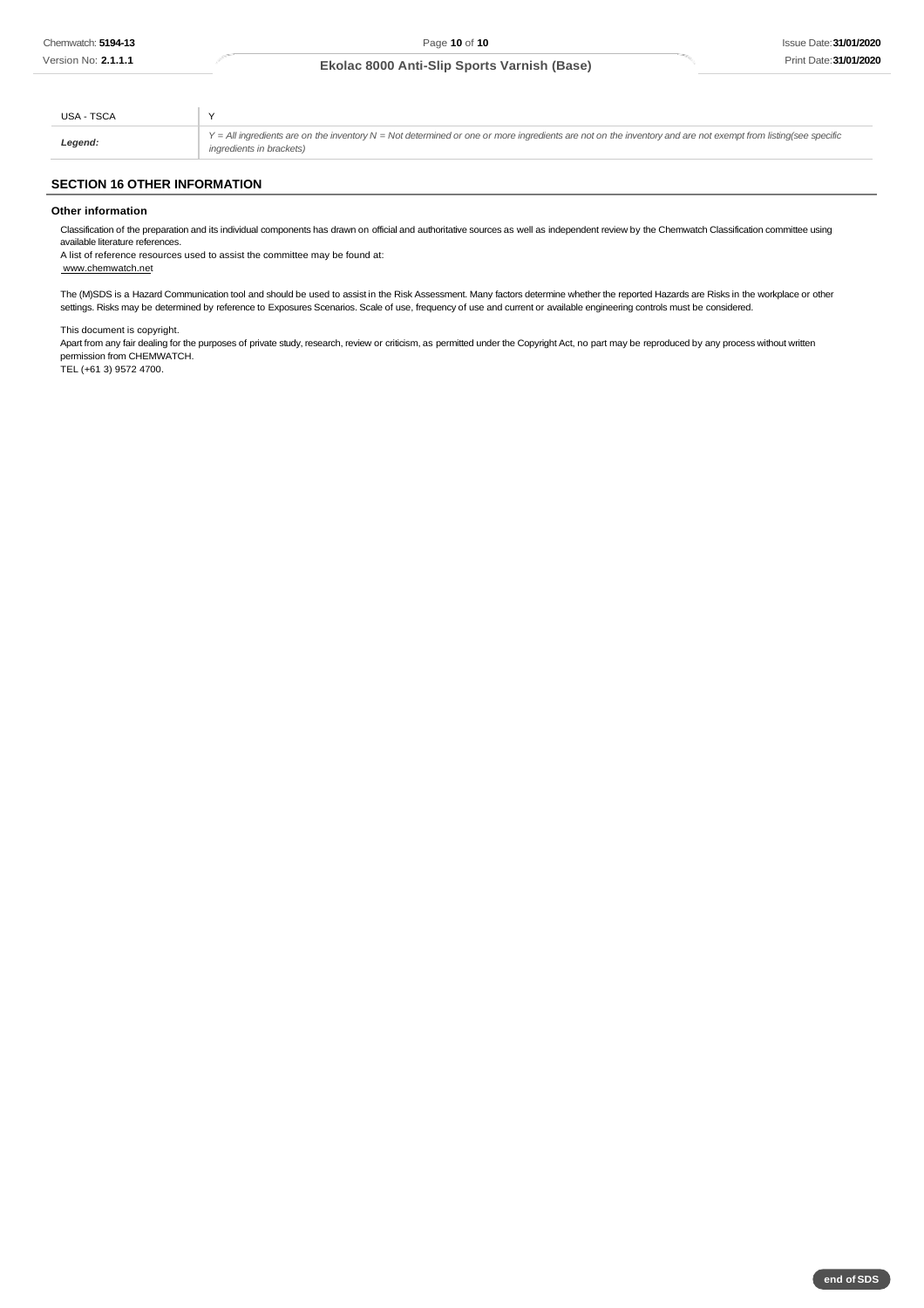| | |
|---|---|
| USA - TSCA | Y |
| **Legend:** | *Y = All ingredients are on the inventory N = Not determined or one or more ingredients are not on the inventory and are not exempt from listing(see specific ingredients in brackets)* |

## SECTION 16 OTHER INFORMATION

### Other information

Classification of the preparation and its individual components has drawn on official and authoritative sources as well as independent review by the Chemwatch Classification committee using available literature references.
A list of reference resources used to assist the committee may be found at:
www.chemwatch.net

The (M)SDS is a Hazard Communication tool and should be used to assist in the Risk Assessment. Many factors determine whether the reported Hazards are Risks in the workplace or other settings. Risks may be determined by reference to Exposures Scenarios. Scale of use, frequency of use and current or available engineering controls must be considered.

This document is copyright.
Apart from any fair dealing for the purposes of private study, research, review or criticism, as permitted under the Copyright Act, no part may be reproduced by any process without written permission from CHEMWATCH.
TEL (+61 3) 9572 4700.

**end of SDS**